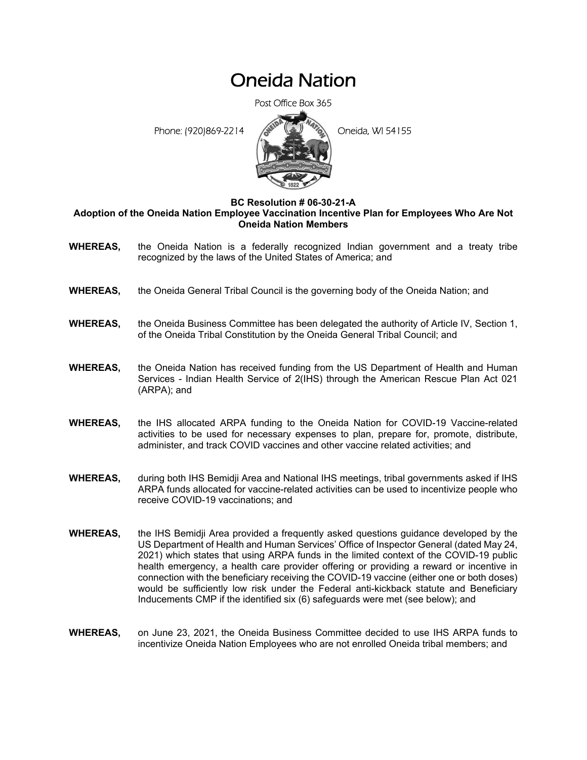# Oneida Nation

Post Office Box 365

Phone: (920)869-2214 Oneida, WI 54155

**BC Resolution # 06-30-21-A**
**Adoption of the Oneida Nation Employee Vaccination Incentive Plan for Employees Who Are Not Oneida Nation Members**

**WHEREAS,** the Oneida Nation is a federally recognized Indian government and a treaty tribe recognized by the laws of the United States of America; and

**WHEREAS,** the Oneida General Tribal Council is the governing body of the Oneida Nation; and

**WHEREAS,** the Oneida Business Committee has been delegated the authority of Article IV, Section 1, of the Oneida Tribal Constitution by the Oneida General Tribal Council; and

**WHEREAS,** the Oneida Nation has received funding from the US Department of Health and Human Services - Indian Health Service of 2(IHS) through the American Rescue Plan Act 021 (ARPA); and

**WHEREAS,** the IHS allocated ARPA funding to the Oneida Nation for COVID-19 Vaccine-related activities to be used for necessary expenses to plan, prepare for, promote, distribute, administer, and track COVID vaccines and other vaccine related activities; and

**WHEREAS,** during both IHS Bemidji Area and National IHS meetings, tribal governments asked if IHS ARPA funds allocated for vaccine-related activities can be used to incentivize people who receive COVID-19 vaccinations; and

**WHEREAS,** the IHS Bemidji Area provided a frequently asked questions guidance developed by the US Department of Health and Human Services' Office of Inspector General (dated May 24, 2021) which states that using ARPA funds in the limited context of the COVID-19 public health emergency, a health care provider offering or providing a reward or incentive in connection with the beneficiary receiving the COVID-19 vaccine (either one or both doses) would be sufficiently low risk under the Federal anti-kickback statute and Beneficiary Inducements CMP if the identified six (6) safeguards were met (see below); and

**WHEREAS,** on June 23, 2021, the Oneida Business Committee decided to use IHS ARPA funds to incentivize Oneida Nation Employees who are not enrolled Oneida tribal members; and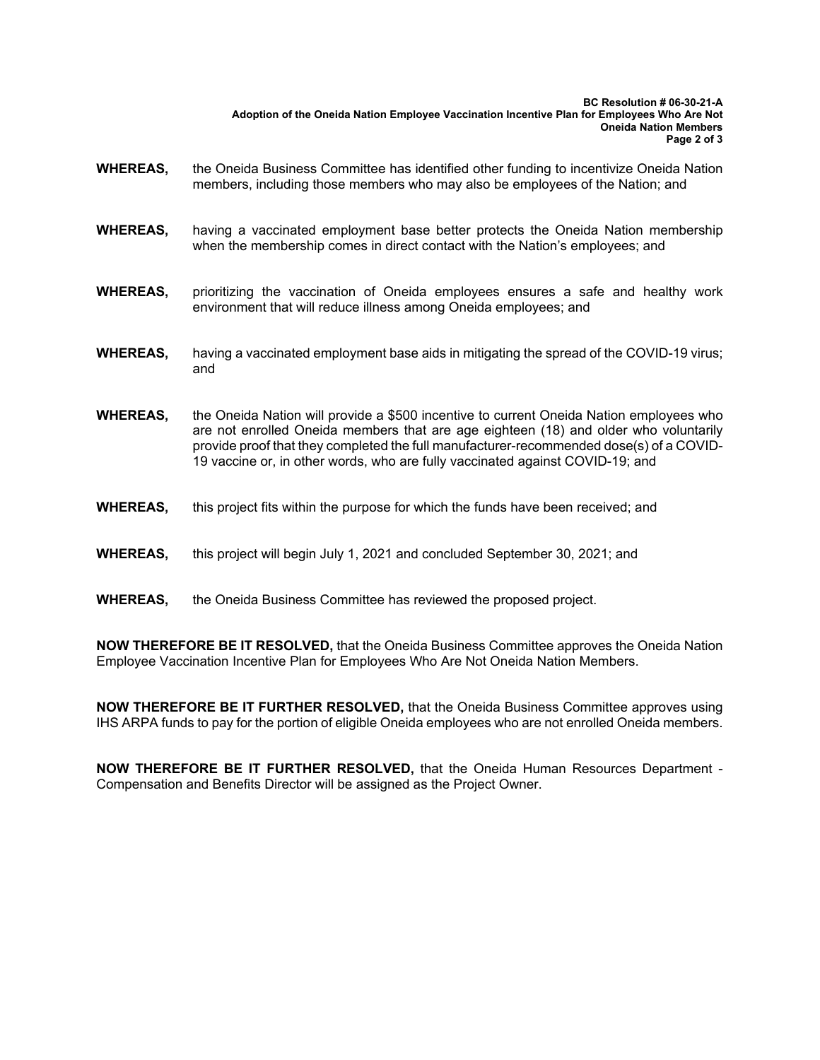**WHEREAS,** the Oneida Business Committee has identified other funding to incentivize Oneida Nation members, including those members who may also be employees of the Nation; and

**WHEREAS,** having a vaccinated employment base better protects the Oneida Nation membership when the membership comes in direct contact with the Nation's employees; and

**WHEREAS,** prioritizing the vaccination of Oneida employees ensures a safe and healthy work environment that will reduce illness among Oneida employees; and

**WHEREAS,** having a vaccinated employment base aids in mitigating the spread of the COVID-19 virus; and

**WHEREAS,** the Oneida Nation will provide a $500 incentive to current Oneida Nation employees who are not enrolled Oneida members that are age eighteen (18) and older who voluntarily provide proof that they completed the full manufacturer-recommended dose(s) of a COVID-19 vaccine or, in other words, who are fully vaccinated against COVID-19; and

**WHEREAS,** this project fits within the purpose for which the funds have been received; and

**WHEREAS,** this project will begin July 1, 2021 and concluded September 30, 2021; and

**WHEREAS,** the Oneida Business Committee has reviewed the proposed project.

**NOW THEREFORE BE IT RESOLVED,** that the Oneida Business Committee approves the Oneida Nation Employee Vaccination Incentive Plan for Employees Who Are Not Oneida Nation Members.

**NOW THEREFORE BE IT FURTHER RESOLVED,** that the Oneida Business Committee approves using IHS ARPA funds to pay for the portion of eligible Oneida employees who are not enrolled Oneida members.

**NOW THEREFORE BE IT FURTHER RESOLVED,** that the Oneida Human Resources Department - Compensation and Benefits Director will be assigned as the Project Owner.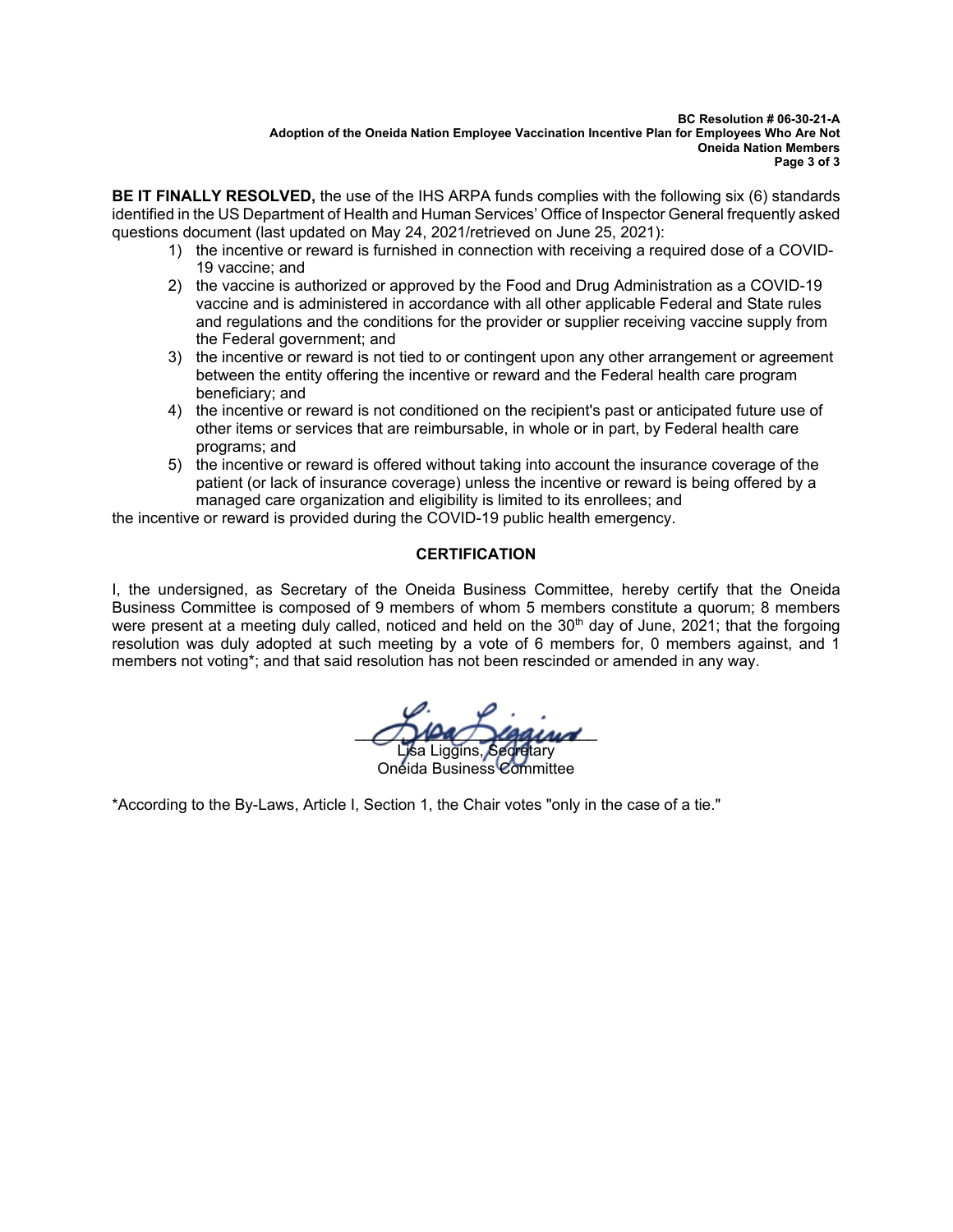**BE IT FINALLY RESOLVED,** the use of the IHS ARPA funds complies with the following six (6) standards identified in the US Department of Health and Human Services' Office of Inspector General frequently asked questions document (last updated on May 24, 2021/retrieved on June 25, 2021):

1) the incentive or reward is furnished in connection with receiving a required dose of a COVID-19 vaccine; and
2) the vaccine is authorized or approved by the Food and Drug Administration as a COVID-19 vaccine and is administered in accordance with all other applicable Federal and State rules and regulations and the conditions for the provider or supplier receiving vaccine supply from the Federal government; and
3) the incentive or reward is not tied to or contingent upon any other arrangement or agreement between the entity offering the incentive or reward and the Federal health care program beneficiary; and
4) the incentive or reward is not conditioned on the recipient's past or anticipated future use of other items or services that are reimbursable, in whole or in part, by Federal health care programs; and
5) the incentive or reward is offered without taking into account the insurance coverage of the patient (or lack of insurance coverage) unless the incentive or reward is being offered by a managed care organization and eligibility is limited to its enrollees; and

the incentive or reward is provided during the COVID-19 public health emergency.

## CERTIFICATION

I, the undersigned, as Secretary of the Oneida Business Committee, hereby certify that the Oneida Business Committee is composed of 9 members of whom 5 members constitute a quorum; 8 members were present at a meeting duly called, noticed and held on the 30th day of June, 2021; that the forgoing resolution was duly adopted at such meeting by a vote of 6 members for, 0 members against, and 1 members not voting*; and that said resolution has not been rescinded or amended in any way.

Lisa Liggins, Secretary
Oneida Business Committee

*According to the By-Laws, Article I, Section 1, the Chair votes "only in the case of a tie."